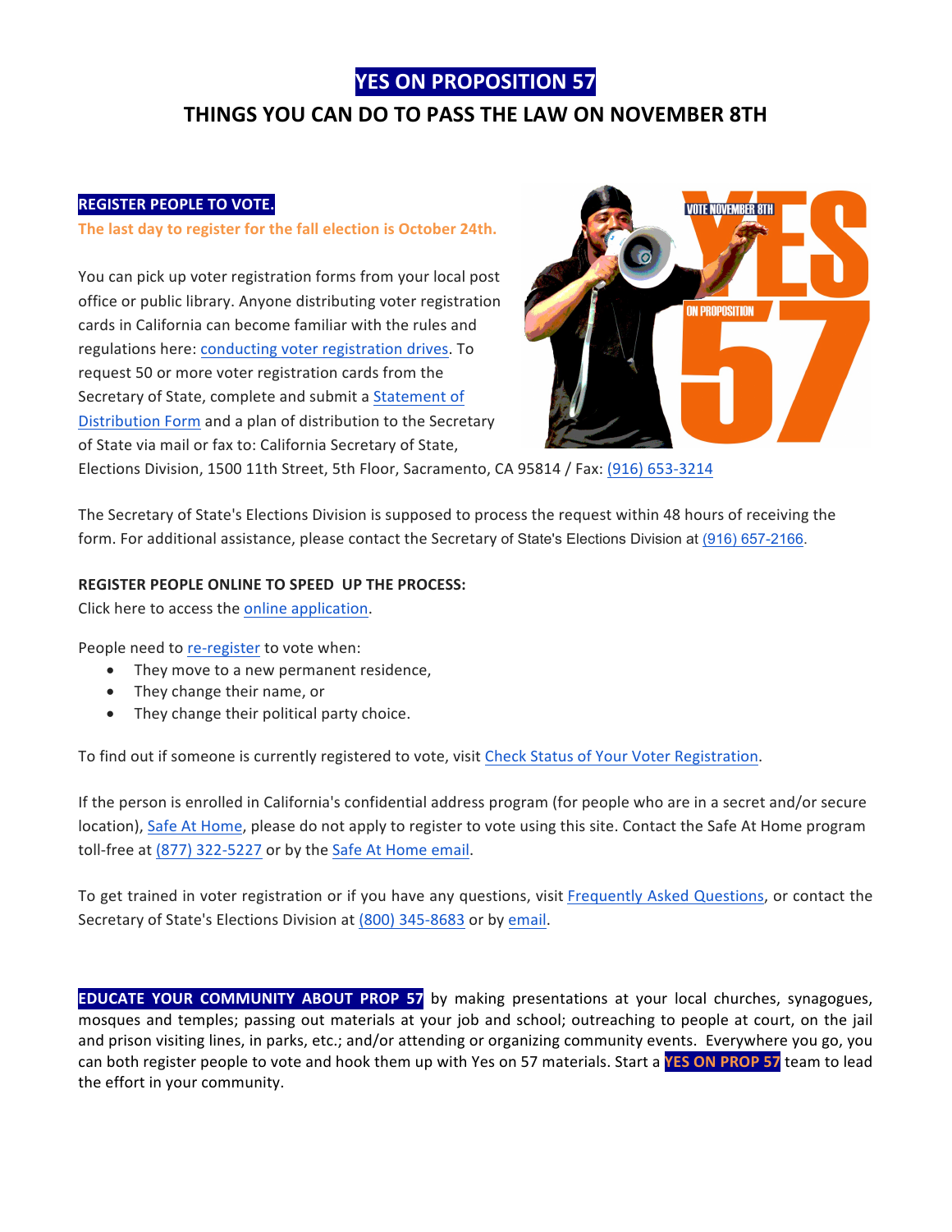# YES ON PROPOSITION 57

## THINGS YOU CAN DO TO PASS THE LAW ON NOVEMBER 8TH

**REGISTER PEOPLE TO VOTE.**

**The last day to register for the fall election is October 24th.**

You can pick up voter registration forms from your local post office or public library. Anyone distributing voter registration cards in California can become familiar with the rules and regulations here: conducting voter registration drives. To request 50 or more voter registration cards from the Secretary of State, complete and submit a Statement of Distribution Form and a plan of distribution to the Secretary of State via mail or fax to: California Secretary of State, Elections Division, 1500 11th Street, 5th Floor, Sacramento, CA 95814 / Fax: (916) 653-3214

The Secretary of State's Elections Division is supposed to process the request within 48 hours of receiving the form. For additional assistance, please contact the Secretary of State's Elections Division at (916) 657-2166.

**REGISTER PEOPLE ONLINE TO SPEED UP THE PROCESS:**

Click here to access the online application.

People need to re-register to vote when:

- They move to a new permanent residence,
- They change their name, or
- They change their political party choice.

To find out if someone is currently registered to vote, visit Check Status of Your Voter Registration.

If the person is enrolled in California's confidential address program (for people who are in a secret and/or secure location), Safe At Home, please do not apply to register to vote using this site. Contact the Safe At Home program toll-free at (877) 322-5227 or by the Safe At Home email.

To get trained in voter registration or if you have any questions, visit Frequently Asked Questions, or contact the Secretary of State's Elections Division at (800) 345-8683 or by email.

**EDUCATE YOUR COMMUNITY ABOUT PROP 57** by making presentations at your local churches, synagogues, mosques and temples; passing out materials at your job and school; outreaching to people at court, on the jail and prison visiting lines, in parks, etc.; and/or attending or organizing community events. Everywhere you go, you can both register people to vote and hook them up with Yes on 57 materials. Start a **YES ON PROP 57** team to lead the effort in your community.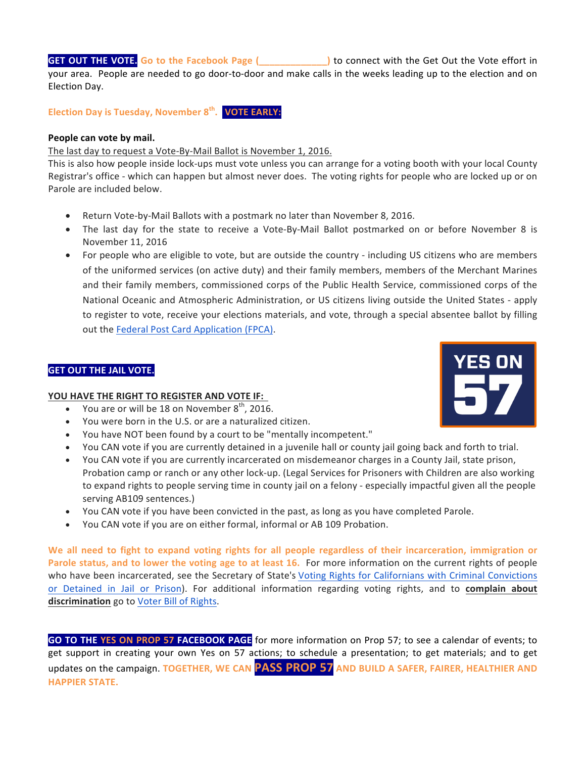**GET OUT THE VOTE.** **Go to the Facebook Page (_____________)** to connect with the Get Out the Vote effort in your area. People are needed to go door-to-door and make calls in the weeks leading up to the election and on Election Day.

**Election Day is Tuesday, November 8th.** **VOTE EARLY:**

**People can vote by mail.**

The last day to request a Vote-By-Mail Ballot is November 1, 2016.

This is also how people inside lock-ups must vote unless you can arrange for a voting booth with your local County Registrar's office - which can happen but almost never does. The voting rights for people who are locked up or on Parole are included below.

- Return Vote-by-Mail Ballots with a postmark no later than November 8, 2016.
- The last day for the state to receive a Vote-By-Mail Ballot postmarked on or before November 8 is November 11, 2016
- For people who are eligible to vote, but are outside the country - including US citizens who are members of the uniformed services (on active duty) and their family members, members of the Merchant Marines and their family members, commissioned corps of the Public Health Service, commissioned corps of the National Oceanic and Atmospheric Administration, or US citizens living outside the United States - apply to register to vote, receive your elections materials, and vote, through a special absentee ballot by filling out the Federal Post Card Application (FPCA).

YES ON 57

**GET OUT THE JAIL VOTE.**

**YOU HAVE THE RIGHT TO REGISTER AND VOTE IF:**

- You are or will be 18 on November 8th, 2016.
- You were born in the U.S. or are a naturalized citizen.
- You have NOT been found by a court to be "mentally incompetent."
- You CAN vote if you are currently detained in a juvenile hall or county jail going back and forth to trial.
- You CAN vote if you are currently incarcerated on misdemeanor charges in a County Jail, state prison, Probation camp or ranch or any other lock-up. (Legal Services for Prisoners with Children are also working to expand rights to people serving time in county jail on a felony - especially impactful given all the people serving AB109 sentences.)
- You CAN vote if you have been convicted in the past, as long as you have completed Parole.
- You CAN vote if you are on either formal, informal or AB 109 Probation.

**We all need to fight to expand voting rights for all people regardless of their incarceration, immigration or Parole status, and to lower the voting age to at least 16.** For more information on the current rights of people who have been incarcerated, see the Secretary of State's Voting Rights for Californians with Criminal Convictions or Detained in Jail or Prison). For additional information regarding voting rights, and to **complain about discrimination** go to Voter Bill of Rights.

**GO TO THE YES ON PROP 57 FACEBOOK PAGE** for more information on Prop 57; to see a calendar of events; to get support in creating your own Yes on 57 actions; to schedule a presentation; to get materials; and to get updates on the campaign. **TOGETHER, WE CAN PASS PROP 57 AND BUILD A SAFER, FAIRER, HEALTHIER AND HAPPIER STATE.**